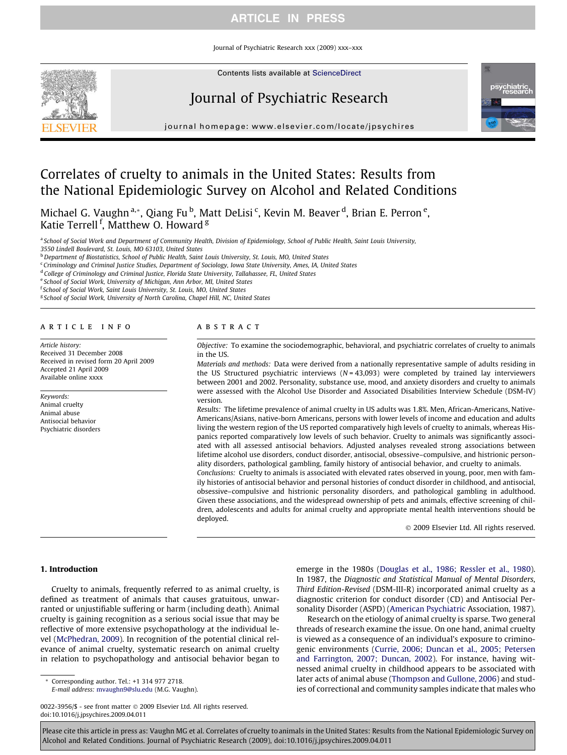# Correlates of cruelty to animals in the United States: Results from the National Epidemiologic Survey on Alcohol and Related Conditions

Michael G. Vaughn [a,*], Qiang Fu [b], Matt DeLisi [c], Kevin M. Beaver [d], Brian E. Perron [e], Katie Terrell [f], Matthew O. Howard [g]

[a] School of Social Work and Department of Community Health, Division of Epidemiology, School of Public Health, Saint Louis University, 3550 Lindell Boulevard, St. Louis, MO 63103, United States
[b] Department of Biostatistics, School of Public Health, Saint Louis University, St. Louis, MO, United States
[c] Criminology and Criminal Justice Studies, Department of Sociology, Iowa State University, Ames, IA, United States
[d] College of Criminology and Criminal Justice, Florida State University, Tallahassee, FL, United States
[e] School of Social Work, University of Michigan, Ann Arbor, MI, United States
[f] School of Social Work, Saint Louis University, St. Louis, MO, United States
[g] School of Social Work, University of North Carolina, Chapel Hill, NC, United States

## ARTICLE INFO

*Article history:*
Received 31 December 2008
Received in revised form 20 April 2009
Accepted 21 April 2009
Available online xxxx

*Keywords:*
Animal cruelty
Animal abuse
Antisocial behavior
Psychiatric disorders

## ABSTRACT

*Objective:* To examine the sociodemographic, behavioral, and psychiatric correlates of cruelty to animals in the US.

*Materials and methods:* Data were derived from a nationally representative sample of adults residing in the US Structured psychiatric interviews ($N = 43{,}093$) were completed by trained lay interviewers between 2001 and 2002. Personality, substance use, mood, and anxiety disorders and cruelty to animals were assessed with the Alcohol Use Disorder and Associated Disabilities Interview Schedule (DSM-IV) version.

*Results:* The lifetime prevalence of animal cruelty in US adults was 1.8%. Men, African-Americans, Native-Americans/Asians, native-born Americans, persons with lower levels of income and education and adults living the western region of the US reported comparatively high levels of cruelty to animals, whereas Hispanics reported comparatively low levels of such behavior. Cruelty to animals was significantly associated with all assessed antisocial behaviors. Adjusted analyses revealed strong associations between lifetime alcohol use disorders, conduct disorder, antisocial, obsessive–compulsive, and histrionic personality disorders, pathological gambling, family history of antisocial behavior, and cruelty to animals.

*Conclusions:* Cruelty to animals is associated with elevated rates observed in young, poor, men with family histories of antisocial behavior and personal histories of conduct disorder in childhood, and antisocial, obsessive–compulsive and histrionic personality disorders, and pathological gambling in adulthood. Given these associations, and the widespread ownership of pets and animals, effective screening of children, adolescents and adults for animal cruelty and appropriate mental health interventions should be deployed.

© 2009 Elsevier Ltd. All rights reserved.

## 1. Introduction

Cruelty to animals, frequently referred to as animal cruelty, is defined as treatment of animals that causes gratuitous, unwarranted or unjustifiable suffering or harm (including death). Animal cruelty is gaining recognition as a serious social issue that may be reflective of more extensive psychopathology at the individual level (McPhedran, 2009). In recognition of the potential clinical relevance of animal cruelty, systematic research on animal cruelty in relation to psychopathology and antisocial behavior began to emerge in the 1980s (Douglas et al., 1986; Ressler et al., 1980). In 1987, the *Diagnostic and Statistical Manual of Mental Disorders, Third Edition-Revised* (DSM-III-R) incorporated animal cruelty as a diagnostic criterion for conduct disorder (CD) and Antisocial Personality Disorder (ASPD) (American Psychiatric Association, 1987).

Research on the etiology of animal cruelty is sparse. Two general threads of research examine the issue. On one hand, animal cruelty is viewed as a consequence of an individual's exposure to criminogenic environments (Currie, 2006; Duncan et al., 2005; Petersen and Farrington, 2007; Duncan, 2002). For instance, having witnessed animal cruelty in childhood appears to be associated with later acts of animal abuse (Thompson and Gullone, 2006) and studies of correctional and community samples indicate that males who

* Corresponding author. Tel.: +1 314 977 2718.
*E-mail address:* mvaughn9@slu.edu (M.G. Vaughn).

0022-3956/$ - see front matter © 2009 Elsevier Ltd. All rights reserved.
doi:10.1016/j.jpsychires.2009.04.011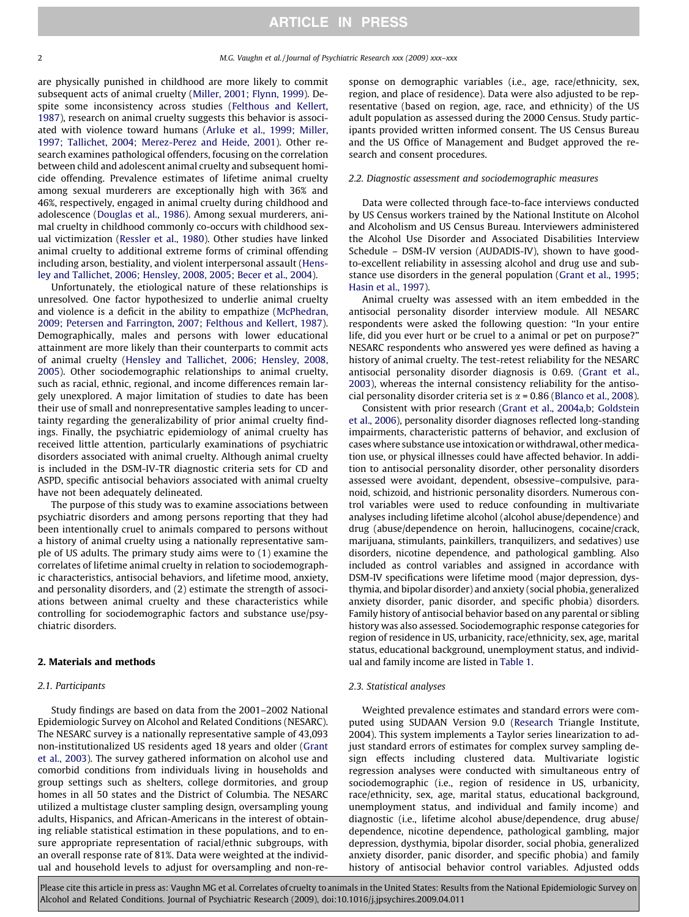are physically punished in childhood are more likely to commit subsequent acts of animal cruelty (Miller, 2001; Flynn, 1999). Despite some inconsistency across studies (Felthous and Kellert, 1987), research on animal cruelty suggests this behavior is associated with violence toward humans (Arluke et al., 1999; Miller, 1997; Tallichet, 2004; Merez-Perez and Heide, 2001). Other research examines pathological offenders, focusing on the correlation between child and adolescent animal cruelty and subsequent homicide offending. Prevalence estimates of lifetime animal cruelty among sexual murderers are exceptionally high with 36% and 46%, respectively, engaged in animal cruelty during childhood and adolescence (Douglas et al., 1986). Among sexual murderers, animal cruelty in childhood commonly co-occurs with childhood sexual victimization (Ressler et al., 1980). Other studies have linked animal cruelty to additional extreme forms of criminal offending including arson, bestiality, and violent interpersonal assault (Hensley and Tallichet, 2006; Hensley, 2008, 2005; Becer et al., 2004).

Unfortunately, the etiological nature of these relationships is unresolved. One factor hypothesized to underlie animal cruelty and violence is a deficit in the ability to empathize (McPhedran, 2009; Petersen and Farrington, 2007; Felthous and Kellert, 1987). Demographically, males and persons with lower educational attainment are more likely than their counterparts to commit acts of animal cruelty (Hensley and Tallichet, 2006; Hensley, 2008, 2005). Other sociodemographic relationships to animal cruelty, such as racial, ethnic, regional, and income differences remain largely unexplored. A major limitation of studies to date has been their use of small and nonrepresentative samples leading to uncertainty regarding the generalizability of prior animal cruelty findings. Finally, the psychiatric epidemiology of animal cruelty has received little attention, particularly examinations of psychiatric disorders associated with animal cruelty. Although animal cruelty is included in the DSM-IV-TR diagnostic criteria sets for CD and ASPD, specific antisocial behaviors associated with animal cruelty have not been adequately delineated.

The purpose of this study was to examine associations between psychiatric disorders and among persons reporting that they had been intentionally cruel to animals compared to persons without a history of animal cruelty using a nationally representative sample of US adults. The primary study aims were to (1) examine the correlates of lifetime animal cruelty in relation to sociodemographic characteristics, antisocial behaviors, and lifetime mood, anxiety, and personality disorders, and (2) estimate the strength of associations between animal cruelty and these characteristics while controlling for sociodemographic factors and substance use/psychiatric disorders.

## 2. Materials and methods

### 2.1. Participants

Study findings are based on data from the 2001–2002 National Epidemiologic Survey on Alcohol and Related Conditions (NESARC). The NESARC survey is a nationally representative sample of 43,093 non-institutionalized US residents aged 18 years and older (Grant et al., 2003). The survey gathered information on alcohol use and comorbid conditions from individuals living in households and group settings such as shelters, college dormitories, and group homes in all 50 states and the District of Columbia. The NESARC utilized a multistage cluster sampling design, oversampling young adults, Hispanics, and African-Americans in the interest of obtaining reliable statistical estimation in these populations, and to ensure appropriate representation of racial/ethnic subgroups, with an overall response rate of 81%. Data were weighted at the individual and household levels to adjust for oversampling and non-response on demographic variables (i.e., age, race/ethnicity, sex, region, and place of residence). Data were also adjusted to be representative (based on region, age, race, and ethnicity) of the US adult population as assessed during the 2000 Census. Study participants provided written informed consent. The US Census Bureau and the US Office of Management and Budget approved the research and consent procedures.

### 2.2. Diagnostic assessment and sociodemographic measures

Data were collected through face-to-face interviews conducted by US Census workers trained by the National Institute on Alcohol Abuse and Alcoholism and US Census Bureau. Interviewers administered the Alcohol Use Disorder and Associated Disabilities Interview Schedule – DSM-IV version (AUDADIS-IV), shown to have good-to-excellent reliability in assessing alcohol and drug use and substance use disorders in the general population (Grant et al., 1995; Hasin et al., 1997).

Animal cruelty was assessed with an item embedded in the antisocial personality disorder interview module. All NESARC respondents were asked the following question: "In your entire life, did you ever hurt or be cruel to a animal or pet on purpose?" NESARC respondents who answered yes were defined as having a history of animal cruelty. The test-retest reliability for the NESARC antisocial personality disorder diagnosis is 0.69. (Grant et al., 2003), whereas the internal consistency reliability for the antisocial personality disorder criteria set is $\alpha = 0.86$ (Blanco et al., 2008).

Consistent with prior research (Grant et al., 2004a,b; Goldstein et al., 2006), personality disorder diagnoses reflected long-standing impairments, characteristic patterns of behavior, and exclusion of cases where substance use intoxication or withdrawal, other medication use, or physical illnesses could have affected behavior. In addition to antisocial personality disorder, other personality disorders assessed were avoidant, dependent, obsessive–compulsive, paranoid, schizoid, and histrionic personality disorders. Numerous control variables were used to reduce confounding in multivariate analyses including lifetime alcohol (alcohol abuse/dependence) and drug (abuse/dependence on heroin, hallucinogens, cocaine/crack, marijuana, stimulants, painkillers, tranquilizers, and sedatives) use disorders, nicotine dependence, and pathological gambling. Also included as control variables and assigned in accordance with DSM-IV specifications were lifetime mood (major depression, dysthymia, and bipolar disorder) and anxiety (social phobia, generalized anxiety disorder, panic disorder, and specific phobia) disorders. Family history of antisocial behavior based on any parental or sibling history was also assessed. Sociodemographic response categories for region of residence in US, urbanicity, race/ethnicity, sex, age, marital status, educational background, unemployment status, and individual and family income are listed in Table 1.

### 2.3. Statistical analyses

Weighted prevalence estimates and standard errors were computed using SUDAAN Version 9.0 (Research Triangle Institute, 2004). This system implements a Taylor series linearization to adjust standard errors of estimates for complex survey sampling design effects including clustered data. Multivariate logistic regression analyses were conducted with simultaneous entry of sociodemographic (i.e., region of residence in US, urbanicity, race/ethnicity, sex, age, marital status, educational background, unemployment status, and individual and family income) and diagnostic (i.e., lifetime alcohol abuse/dependence, drug abuse/dependence, nicotine dependence, pathological gambling, major depression, dysthymia, bipolar disorder, social phobia, generalized anxiety disorder, panic disorder, and specific phobia) and family history of antisocial behavior control variables. Adjusted odds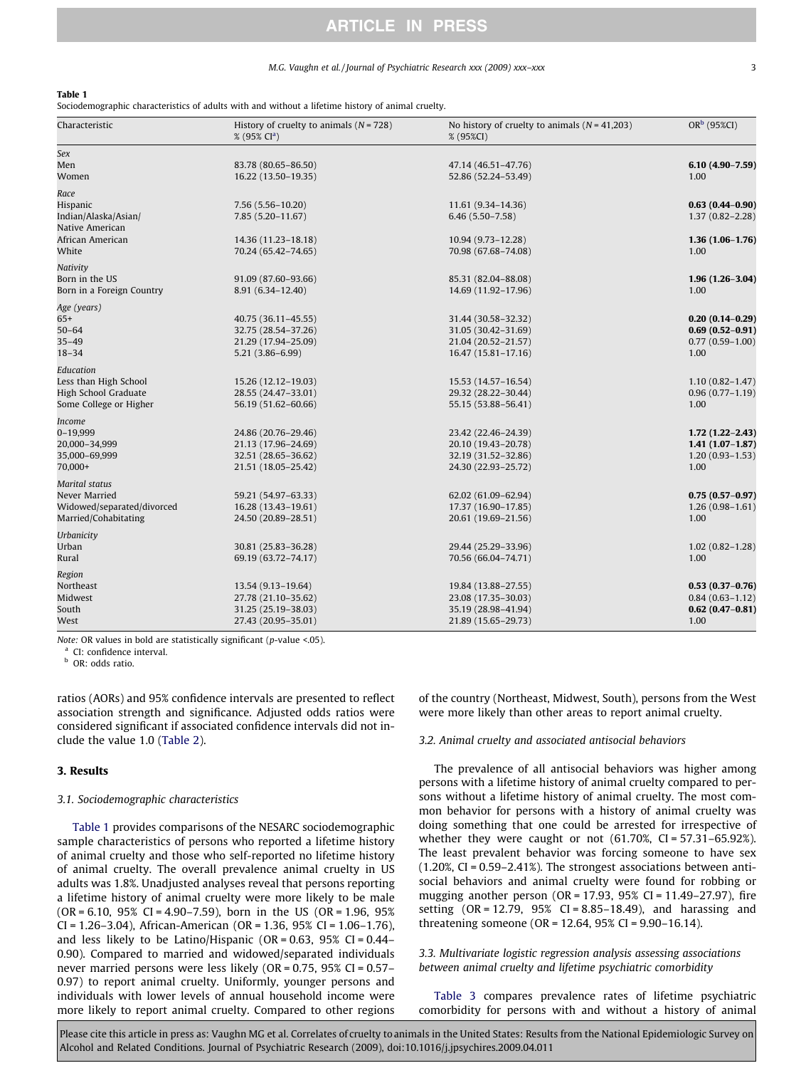**Table 1**
Sociodemographic characteristics of adults with and without a lifetime history of animal cruelty.

| Characteristic | History of cruelty to animals (N = 728) % (95% CI[a]) | No history of cruelty to animals (N = 41,203) % (95%CI) | OR[b] (95%CI) |
|---|---|---|---|
| *Sex* | | | |
| Men | 83.78 (80.65–86.50) | 47.14 (46.51–47.76) | **6.10 (4.90–7.59)** |
| Women | 16.22 (13.50–19.35) | 52.86 (52.24–53.49) | 1.00 |
| *Race* | | | |
| Hispanic | 7.56 (5.56–10.20) | 11.61 (9.34–14.36) | **0.63 (0.44–0.90)** |
| Indian/Alaska/Asian/ Native American | 7.85 (5.20–11.67) | 6.46 (5.50–7.58) | 1.37 (0.82–2.28) |
| African American | 14.36 (11.23–18.18) | 10.94 (9.73–12.28) | **1.36 (1.06–1.76)** |
| White | 70.24 (65.42–74.65) | 70.98 (67.68–74.08) | 1.00 |
| *Nativity* | | | |
| Born in the US | 91.09 (87.60–93.66) | 85.31 (82.04–88.08) | **1.96 (1.26–3.04)** |
| Born in a Foreign Country | 8.91 (6.34–12.40) | 14.69 (11.92–17.96) | 1.00 |
| *Age (years)* | | | |
| 65+ | 40.75 (36.11–45.55) | 31.44 (30.58–32.32) | **0.20 (0.14–0.29)** |
| 50–64 | 32.75 (28.54–37.26) | 31.05 (30.42–31.69) | **0.69 (0.52–0.91)** |
| 35–49 | 21.29 (17.94–25.09) | 21.04 (20.52–21.57) | 0.77 (0.59–1.00) |
| 18–34 | 5.21 (3.86–6.99) | 16.47 (15.81–17.16) | 1.00 |
| *Education* | | | |
| Less than High School | 15.26 (12.12–19.03) | 15.53 (14.57–16.54) | 1.10 (0.82–1.47) |
| High School Graduate | 28.55 (24.47–33.01) | 29.32 (28.22–30.44) | 0.96 (0.77–1.19) |
| Some College or Higher | 56.19 (51.62–60.66) | 55.15 (53.88–56.41) | 1.00 |
| *Income* | | | |
| 0–19,999 | 24.86 (20.76–29.46) | 23.42 (22.46–24.39) | **1.72 (1.22–2.43)** |
| 20,000–34,999 | 21.13 (17.96–24.69) | 20.10 (19.43–20.78) | **1.41 (1.07–1.87)** |
| 35,000–69,999 | 32.51 (28.65–36.62) | 32.19 (31.52–32.86) | 1.20 (0.93–1.53) |
| 70,000+ | 21.51 (18.05–25.42) | 24.30 (22.93–25.72) | 1.00 |
| *Marital status* | | | |
| Never Married | 59.21 (54.97–63.33) | 62.02 (61.09–62.94) | **0.75 (0.57–0.97)** |
| Widowed/separated/divorced | 16.28 (13.43–19.61) | 17.37 (16.90–17.85) | 1.26 (0.98–1.61) |
| Married/Cohabitating | 24.50 (20.89–28.51) | 20.61 (19.69–21.56) | 1.00 |
| *Urbanicity* | | | |
| Urban | 30.81 (25.83–36.28) | 29.44 (25.29–33.96) | 1.02 (0.82–1.28) |
| Rural | 69.19 (63.72–74.17) | 70.56 (66.04–74.71) | 1.00 |
| *Region* | | | |
| Northeast | 13.54 (9.13–19.64) | 19.84 (13.88–27.55) | **0.53 (0.37–0.76)** |
| Midwest | 27.78 (21.10–35.62) | 23.08 (17.35–30.03) | 0.84 (0.63–1.12) |
| South | 31.25 (25.19–38.03) | 35.19 (28.98–41.94) | **0.62 (0.47–0.81)** |
| West | 27.43 (20.95–35.01) | 21.89 (15.65–29.73) | 1.00 |

*Note:* OR values in bold are statistically significant (*p*-value <.05).
[a] CI: confidence interval.
[b] OR: odds ratio.

ratios (AORs) and 95% confidence intervals are presented to reflect association strength and significance. Adjusted odds ratios were considered significant if associated confidence intervals did not include the value 1.0 (Table 2).

## 3. Results

### 3.1. Sociodemographic characteristics

Table 1 provides comparisons of the NESARC sociodemographic sample characteristics of persons who reported a lifetime history of animal cruelty and those who self-reported no lifetime history of animal cruelty. The overall prevalence animal cruelty in US adults was 1.8%. Unadjusted analyses reveal that persons reporting a lifetime history of animal cruelty were more likely to be male (OR = 6.10, 95% CI = 4.90–7.59), born in the US (OR = 1.96, 95% CI = 1.26–3.04), African-American (OR = 1.36, 95% CI = 1.06–1.76), and less likely to be Latino/Hispanic (OR = 0.63, 95% CI = 0.44–0.90). Compared to married and widowed/separated individuals never married persons were less likely (OR = 0.75, 95% CI = 0.57–0.97) to report animal cruelty. Uniformly, younger persons and individuals with lower levels of annual household income were more likely to report animal cruelty. Compared to other regions of the country (Northeast, Midwest, South), persons from the West were more likely than other areas to report animal cruelty.

### 3.2. Animal cruelty and associated antisocial behaviors

The prevalence of all antisocial behaviors was higher among persons with a lifetime history of animal cruelty compared to persons without a lifetime history of animal cruelty. The most common behavior for persons with a history of animal cruelty was doing something that one could be arrested for irrespective of whether they were caught or not (61.70%, CI = 57.31–65.92%). The least prevalent behavior was forcing someone to have sex (1.20%, CI = 0.59–2.41%). The strongest associations between antisocial behaviors and animal cruelty were found for robbing or mugging another person (OR = 17.93, 95% CI = 11.49–27.97), fire setting (OR = 12.79, 95% CI = 8.85–18.49), and harassing and threatening someone (OR = 12.64, 95% CI = 9.90–16.14).

### 3.3. Multivariate logistic regression analysis assessing associations between animal cruelty and lifetime psychiatric comorbidity

Table 3 compares prevalence rates of lifetime psychiatric comorbidity for persons with and without a history of animal

Please cite this article in press as: Vaughn MG et al. Correlates of cruelty to animals in the United States: Results from the National Epidemiologic Survey on Alcohol and Related Conditions. Journal of Psychiatric Research (2009), doi:10.1016/j.jpsychires.2009.04.011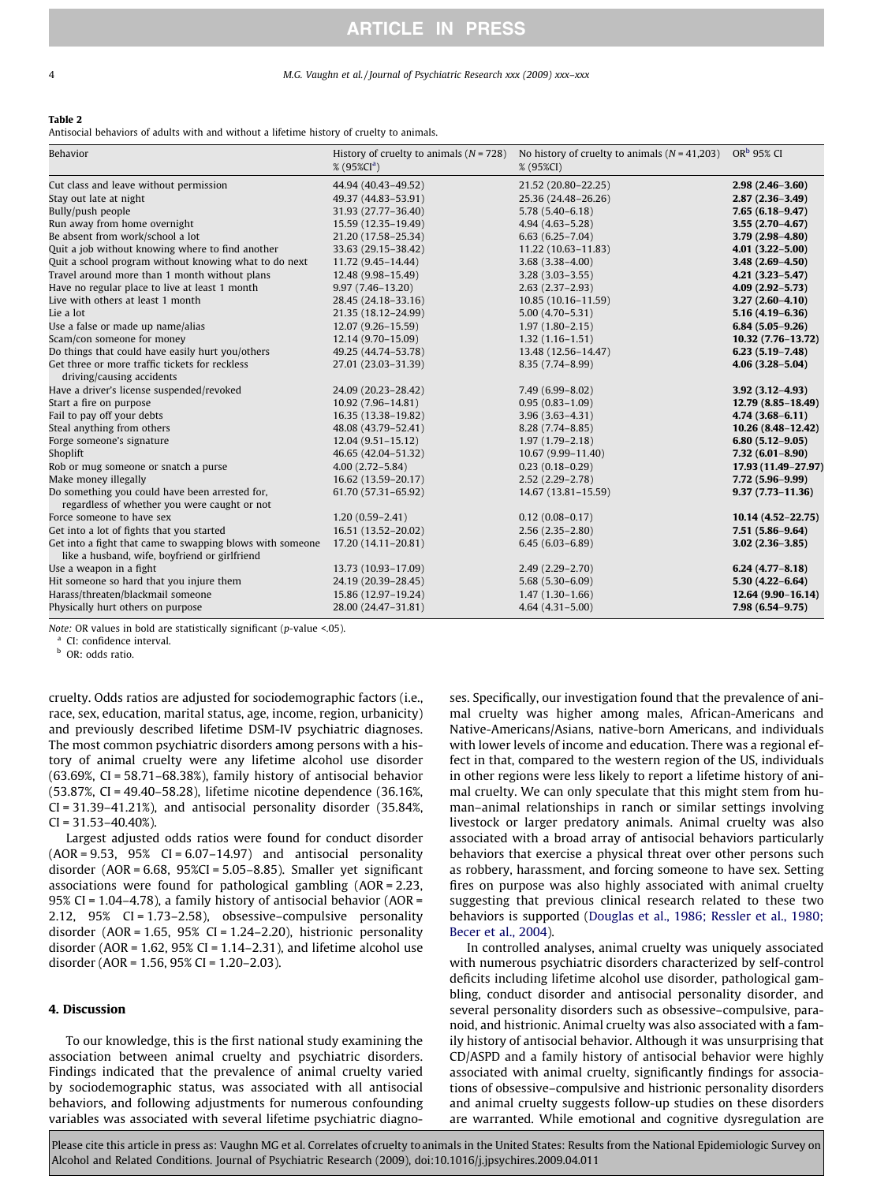**Table 2**
Antisocial behaviors of adults with and without a lifetime history of cruelty to animals.

| Behavior | History of cruelty to animals ($N$ = 728) % (95%CI[a]) | No history of cruelty to animals ($N$ = 41,203) % (95%CI) | OR[b] 95% CI |
|---|---|---|---|
| Cut class and leave without permission | 44.94 (40.43–49.52) | 21.52 (20.80–22.25) | **2.98 (2.46–3.60)** |
| Stay out late at night | 49.37 (44.83–53.91) | 25.36 (24.48–26.26) | **2.87 (2.36–3.49)** |
| Bully/push people | 31.93 (27.77–36.40) | 5.78 (5.40–6.18) | **7.65 (6.18–9.47)** |
| Run away from home overnight | 15.59 (12.35–19.49) | 4.94 (4.63–5.28) | **3.55 (2.70–4.67)** |
| Be absent from work/school a lot | 21.20 (17.58–25.34) | 6.63 (6.25–7.04) | **3.79 (2.98–4.80)** |
| Quit a job without knowing where to find another | 33.63 (29.15–38.42) | 11.22 (10.63–11.83) | **4.01 (3.22–5.00)** |
| Quit a school program without knowing what to do next | 11.72 (9.45–14.44) | 3.68 (3.38–4.00) | **3.48 (2.69–4.50)** |
| Travel around more than 1 month without plans | 12.48 (9.98–15.49) | 3.28 (3.03–3.55) | **4.21 (3.23–5.47)** |
| Have no regular place to live at least 1 month | 9.97 (7.46–13.20) | 2.63 (2.37–2.93) | **4.09 (2.92–5.73)** |
| Live with others at least 1 month | 28.45 (24.18–33.16) | 10.85 (10.16–11.59) | **3.27 (2.60–4.10)** |
| Lie a lot | 21.35 (18.12–24.99) | 5.00 (4.70–5.31) | **5.16 (4.19–6.36)** |
| Use a false or made up name/alias | 12.07 (9.26–15.59) | 1.97 (1.80–2.15) | **6.84 (5.05–9.26)** |
| Scam/con someone for money | 12.14 (9.70–15.09) | 1.32 (1.16–1.51) | **10.32 (7.76–13.72)** |
| Do things that could have easily hurt you/others | 49.25 (44.74–53.78) | 13.48 (12.56–14.47) | **6.23 (5.19–7.48)** |
| Get three or more traffic tickets for reckless driving/causing accidents | 27.01 (23.03–31.39) | 8.35 (7.74–8.99) | **4.06 (3.28–5.04)** |
| Have a driver's license suspended/revoked | 24.09 (20.23–28.42) | 7.49 (6.99–8.02) | **3.92 (3.12–4.93)** |
| Start a fire on purpose | 10.92 (7.96–14.81) | 0.95 (0.83–1.09) | **12.79 (8.85–18.49)** |
| Fail to pay off your debts | 16.35 (13.38–19.82) | 3.96 (3.63–4.31) | **4.74 (3.68–6.11)** |
| Steal anything from others | 48.08 (43.79–52.41) | 8.28 (7.74–8.85) | **10.26 (8.48–12.42)** |
| Forge someone's signature | 12.04 (9.51–15.12) | 1.97 (1.79–2.18) | **6.80 (5.12–9.05)** |
| Shoplift | 46.65 (42.04–51.32) | 10.67 (9.99–11.40) | **7.32 (6.01–8.90)** |
| Rob or mug someone or snatch a purse | 4.00 (2.72–5.84) | 0.23 (0.18–0.29) | **17.93 (11.49–27.97)** |
| Make money illegally | 16.62 (13.59–20.17) | 2.52 (2.29–2.78) | **7.72 (5.96–9.99)** |
| Do something you could have been arrested for, regardless of whether you were caught or not | 61.70 (57.31–65.92) | 14.67 (13.81–15.59) | **9.37 (7.73–11.36)** |
| Force someone to have sex | 1.20 (0.59–2.41) | 0.12 (0.08–0.17) | **10.14 (4.52–22.75)** |
| Get into a lot of fights that you started | 16.51 (13.52–20.02) | 2.56 (2.35–2.80) | **7.51 (5.86–9.64)** |
| Get into a fight that came to swapping blows with someone like a husband, wife, boyfriend or girlfriend | 17.20 (14.11–20.81) | 6.45 (6.03–6.89) | **3.02 (2.36–3.85)** |
| Use a weapon in a fight | 13.73 (10.93–17.09) | 2.49 (2.29–2.70) | **6.24 (4.77–8.18)** |
| Hit someone so hard that you injure them | 24.19 (20.39–28.45) | 5.68 (5.30–6.09) | **5.30 (4.22–6.64)** |
| Harass/threaten/blackmail someone | 15.86 (12.97–19.24) | 1.47 (1.30–1.66) | **12.64 (9.90–16.14)** |
| Physically hurt others on purpose | 28.00 (24.47–31.81) | 4.64 (4.31–5.00) | **7.98 (6.54–9.75)** |

*Note:* OR values in bold are statistically significant ($p$-value <.05).
[a] CI: confidence interval.
[b] OR: odds ratio.

cruelty. Odds ratios are adjusted for sociodemographic factors (i.e., race, sex, education, marital status, age, income, region, urbanicity) and previously described lifetime DSM-IV psychiatric diagnoses. The most common psychiatric disorders among persons with a history of animal cruelty were any lifetime alcohol use disorder (63.69%, CI = 58.71–68.38%), family history of antisocial behavior (53.87%, CI = 49.40–58.28), lifetime nicotine dependence (36.16%, CI = 31.39–41.21%), and antisocial personality disorder (35.84%, CI = 31.53–40.40%).

Largest adjusted odds ratios were found for conduct disorder (AOR = 9.53, 95% CI = 6.07–14.97) and antisocial personality disorder (AOR = 6.68, 95%CI = 5.05–8.85). Smaller yet significant associations were found for pathological gambling (AOR = 2.23, 95% CI = 1.04–4.78), a family history of antisocial behavior (AOR = 2.12, 95% CI = 1.73–2.58), obsessive–compulsive personality disorder (AOR = 1.65, 95% CI = 1.24–2.20), histrionic personality disorder (AOR = 1.62, 95% CI = 1.14–2.31), and lifetime alcohol use disorder (AOR = 1.56, 95% CI = 1.20–2.03).

## 4. Discussion

To our knowledge, this is the first national study examining the association between animal cruelty and psychiatric disorders. Findings indicated that the prevalence of animal cruelty varied by sociodemographic status, was associated with all antisocial behaviors, and following adjustments for numerous confounding variables was associated with several lifetime psychiatric diagnoses. Specifically, our investigation found that the prevalence of animal cruelty was higher among males, African-Americans and Native-Americans/Asians, native-born Americans, and individuals with lower levels of income and education. There was a regional effect in that, compared to the western region of the US, individuals in other regions were less likely to report a lifetime history of animal cruelty. We can only speculate that this might stem from human–animal relationships in ranch or similar settings involving livestock or larger predatory animals. Animal cruelty was also associated with a broad array of antisocial behaviors particularly behaviors that exercise a physical threat over other persons such as robbery, harassment, and forcing someone to have sex. Setting fires on purpose was also highly associated with animal cruelty suggesting that previous clinical research related to these two behaviors is supported (Douglas et al., 1986; Ressler et al., 1980; Becer et al., 2004).

In controlled analyses, animal cruelty was uniquely associated with numerous psychiatric disorders characterized by self-control deficits including lifetime alcohol use disorder, pathological gambling, conduct disorder and antisocial personality disorder, and several personality disorders such as obsessive–compulsive, paranoid, and histrionic. Animal cruelty was also associated with a family history of antisocial behavior. Although it was unsurprising that CD/ASPD and a family history of antisocial behavior were highly associated with animal cruelty, significantly findings for associations of obsessive–compulsive and histrionic personality disorders and animal cruelty suggests follow-up studies on these disorders are warranted. While emotional and cognitive dysregulation are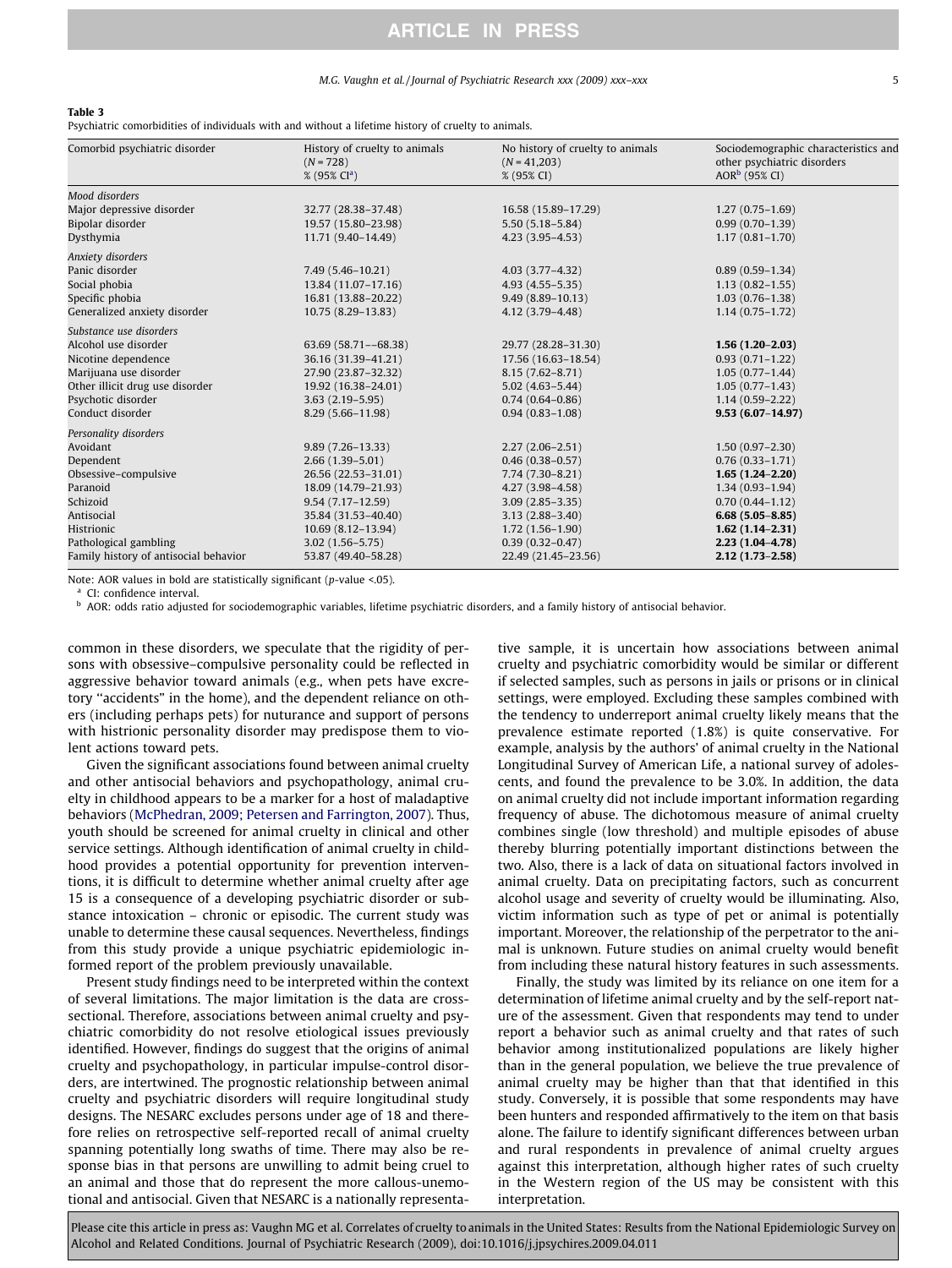**Table 3**
Psychiatric comorbidities of individuals with and without a lifetime history of cruelty to animals.

| Comorbid psychiatric disorder | History of cruelty to animals (N = 728) % (95% CI[a]) | No history of cruelty to animals (N = 41,203) % (95% CI) | Sociodemographic characteristics and other psychiatric disorders AOR[b] (95% CI) |
|---|---|---|---|
| *Mood disorders* | | | |
| Major depressive disorder | 32.77 (28.38–37.48) | 16.58 (15.89–17.29) | 1.27 (0.75–1.69) |
| Bipolar disorder | 19.57 (15.80–23.98) | 5.50 (5.18–5.84) | 0.99 (0.70–1.39) |
| Dysthymia | 11.71 (9.40–14.49) | 4.23 (3.95–4.53) | 1.17 (0.81–1.70) |
| *Anxiety disorders* | | | |
| Panic disorder | 7.49 (5.46–10.21) | 4.03 (3.77–4.32) | 0.89 (0.59–1.34) |
| Social phobia | 13.84 (11.07–17.16) | 4.93 (4.55–5.35) | 1.13 (0.82–1.55) |
| Specific phobia | 16.81 (13.88–20.22) | 9.49 (8.89–10.13) | 1.03 (0.76–1.38) |
| Generalized anxiety disorder | 10.75 (8.29–13.83) | 4.12 (3.79–4.48) | 1.14 (0.75–1.72) |
| *Substance use disorders* | | | |
| Alcohol use disorder | 63.69 (58.71––68.38) | 29.77 (28.28–31.30) | **1.56 (1.20–2.03)** |
| Nicotine dependence | 36.16 (31.39–41.21) | 17.56 (16.63–18.54) | 0.93 (0.71–1.22) |
| Marijuana use disorder | 27.90 (23.87–32.32) | 8.15 (7.62–8.71) | 1.05 (0.77–1.44) |
| Other illicit drug use disorder | 19.92 (16.38–24.01) | 5.02 (4.63–5.44) | 1.05 (0.77–1.43) |
| Psychotic disorder | 3.63 (2.19–5.95) | 0.74 (0.64–0.86) | 1.14 (0.59–2.22) |
| Conduct disorder | 8.29 (5.66–11.98) | 0.94 (0.83–1.08) | **9.53 (6.07–14.97)** |
| *Personality disorders* | | | |
| Avoidant | 9.89 (7.26–13.33) | 2.27 (2.06–2.51) | 1.50 (0.97–2.30) |
| Dependent | 2.66 (1.39–5.01) | 0.46 (0.38–0.57) | 0.76 (0.33–1.71) |
| Obsessive–compulsive | 26.56 (22.53–31.01) | 7.74 (7.30–8.21) | **1.65 (1.24–2.20)** |
| Paranoid | 18.09 (14.79–21.93) | 4.27 (3.98–4.58) | 1.34 (0.93–1.94) |
| Schizoid | 9.54 (7.17–12.59) | 3.09 (2.85–3.35) | 0.70 (0.44–1.12) |
| Antisocial | 35.84 (31.53–40.40) | 3.13 (2.88–3.40) | **6.68 (5.05–8.85)** |
| Histrionic | 10.69 (8.12–13.94) | 1.72 (1.56–1.90) | **1.62 (1.14–2.31)** |
| Pathological gambling | 3.02 (1.56–5.75) | 0.39 (0.32–0.47) | **2.23 (1.04–4.78)** |
| Family history of antisocial behavior | 53.87 (49.40–58.28) | 22.49 (21.45–23.56) | **2.12 (1.73–2.58)** |

Note: AOR values in bold are statistically significant (p-value <.05).
[a] CI: confidence interval.
[b] AOR: odds ratio adjusted for sociodemographic variables, lifetime psychiatric disorders, and a family history of antisocial behavior.

common in these disorders, we speculate that the rigidity of persons with obsessive–compulsive personality could be reflected in aggressive behavior toward animals (e.g., when pets have excretory ''accidents'' in the home), and the dependent reliance on others (including perhaps pets) for nuturance and support of persons with histrionic personality disorder may predispose them to violent actions toward pets.

Given the significant associations found between animal cruelty and other antisocial behaviors and psychopathology, animal cruelty in childhood appears to be a marker for a host of maladaptive behaviors (McPhedran, 2009; Petersen and Farrington, 2007). Thus, youth should be screened for animal cruelty in clinical and other service settings. Although identification of animal cruelty in childhood provides a potential opportunity for prevention interventions, it is difficult to determine whether animal cruelty after age 15 is a consequence of a developing psychiatric disorder or substance intoxication – chronic or episodic. The current study was unable to determine these causal sequences. Nevertheless, findings from this study provide a unique psychiatric epidemiologic informed report of the problem previously unavailable.

Present study findings need to be interpreted within the context of several limitations. The major limitation is the data are cross-sectional. Therefore, associations between animal cruelty and psychiatric comorbidity do not resolve etiological issues previously identified. However, findings do suggest that the origins of animal cruelty and psychopathology, in particular impulse-control disorders, are intertwined. The prognostic relationship between animal cruelty and psychiatric disorders will require longitudinal study designs. The NESARC excludes persons under age of 18 and therefore relies on retrospective self-reported recall of animal cruelty spanning potentially long swaths of time. There may also be response bias in that persons are unwilling to admit being cruel to an animal and those that do represent the more callous-unemotional and antisocial. Given that NESARC is a nationally representative sample, it is uncertain how associations between animal cruelty and psychiatric comorbidity would be similar or different if selected samples, such as persons in jails or prisons or in clinical settings, were employed. Excluding these samples combined with the tendency to underreport animal cruelty likely means that the prevalence estimate reported (1.8%) is quite conservative. For example, analysis by the authors' of animal cruelty in the National Longitudinal Survey of American Life, a national survey of adolescents, and found the prevalence to be 3.0%. In addition, the data on animal cruelty did not include important information regarding frequency of abuse. The dichotomous measure of animal cruelty combines single (low threshold) and multiple episodes of abuse thereby blurring potentially important distinctions between the two. Also, there is a lack of data on situational factors involved in animal cruelty. Data on precipitating factors, such as concurrent alcohol usage and severity of cruelty would be illuminating. Also, victim information such as type of pet or animal is potentially important. Moreover, the relationship of the perpetrator to the animal is unknown. Future studies on animal cruelty would benefit from including these natural history features in such assessments.

Finally, the study was limited by its reliance on one item for a determination of lifetime animal cruelty and by the self-report nature of the assessment. Given that respondents may tend to under report a behavior such as animal cruelty and that rates of such behavior among institutionalized populations are likely higher than in the general population, we believe the true prevalence of animal cruelty may be higher than that that identified in this study. Conversely, it is possible that some respondents may have been hunters and responded affirmatively to the item on that basis alone. The failure to identify significant differences between urban and rural respondents in prevalence of animal cruelty argues against this interpretation, although higher rates of such cruelty in the Western region of the US may be consistent with this interpretation.

Please cite this article in press as: Vaughn MG et al. Correlates of cruelty to animals in the United States: Results from the National Epidemiologic Survey on Alcohol and Related Conditions. Journal of Psychiatric Research (2009), doi:10.1016/j.jpsychires.2009.04.011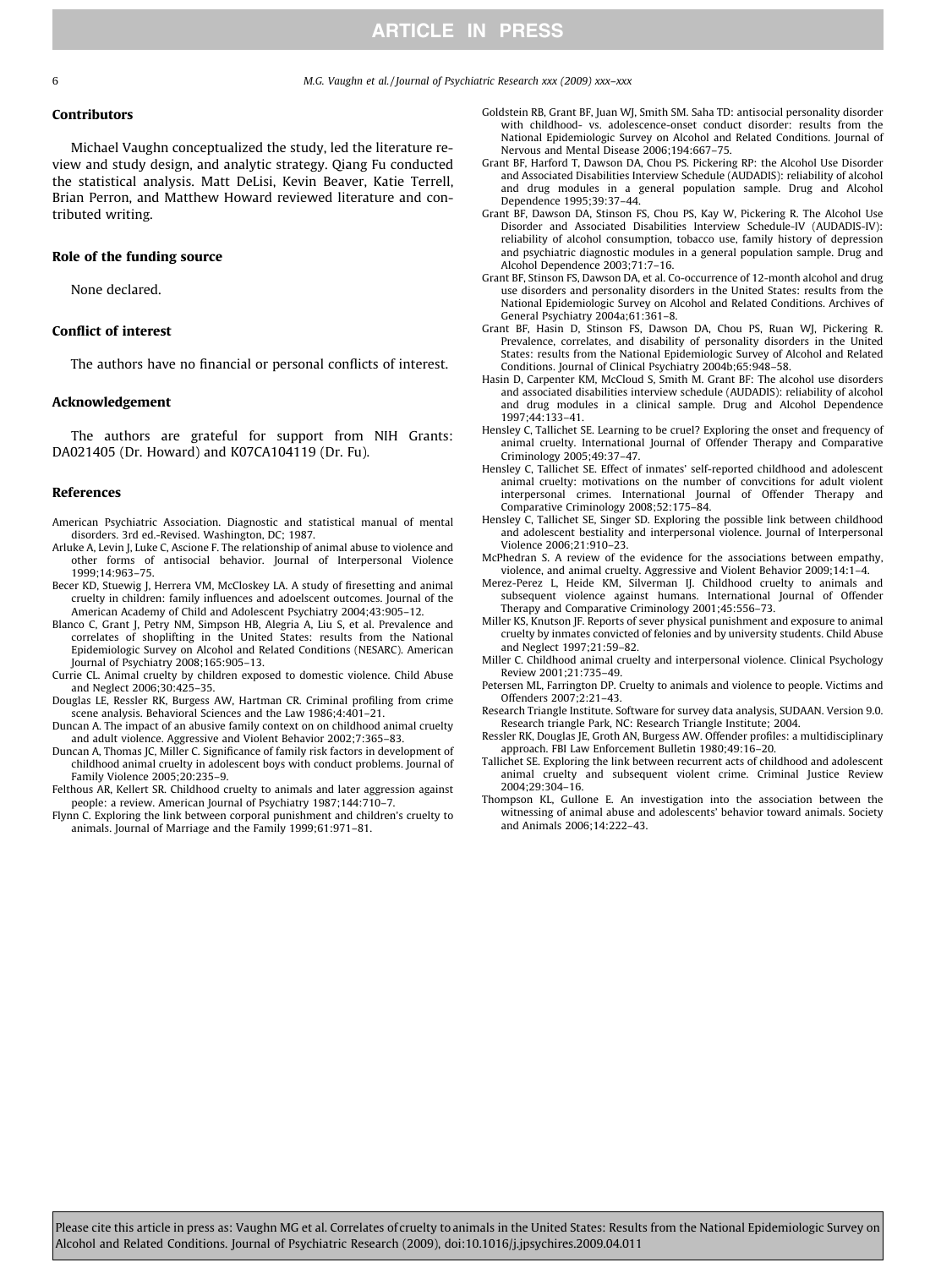## Contributors

Michael Vaughn conceptualized the study, led the literature review and study design, and analytic strategy. Qiang Fu conducted the statistical analysis. Matt DeLisi, Kevin Beaver, Katie Terrell, Brian Perron, and Matthew Howard reviewed literature and contributed writing.

## Role of the funding source

None declared.

## Conflict of interest

The authors have no financial or personal conflicts of interest.

## Acknowledgement

The authors are grateful for support from NIH Grants: DA021405 (Dr. Howard) and K07CA104119 (Dr. Fu).

## References

American Psychiatric Association. Diagnostic and statistical manual of mental disorders. 3rd ed.-Revised. Washington, DC; 1987.

Arluke A, Levin J, Luke C, Ascione F. The relationship of animal abuse to violence and other forms of antisocial behavior. Journal of Interpersonal Violence 1999;14:963–75.

Becer KD, Stuewig J, Herrera VM, McCloskey LA. A study of firesetting and animal cruelty in children: family influences and adoelscent outcomes. Journal of the American Academy of Child and Adolescent Psychiatry 2004;43:905–12.

Blanco C, Grant J, Petry NM, Simpson HB, Alegria A, Liu S, et al. Prevalence and correlates of shoplifting in the United States: results from the National Epidemiologic Survey on Alcohol and Related Conditions (NESARC). American Journal of Psychiatry 2008;165:905–13.

Currie CL. Animal cruelty by children exposed to domestic violence. Child Abuse and Neglect 2006;30:425–35.

Douglas LE, Ressler RK, Burgess AW, Hartman CR. Criminal profiling from crime scene analysis. Behavioral Sciences and the Law 1986;4:401–21.

Duncan A. The impact of an abusive family context on on childhood animal cruelty and adult violence. Aggressive and Violent Behavior 2002;7:365–83.

Duncan A, Thomas JC, Miller C. Significance of family risk factors in development of childhood animal cruelty in adolescent boys with conduct problems. Journal of Family Violence 2005;20:235–9.

Felthous AR, Kellert SR. Childhood cruelty to animals and later aggression against people: a review. American Journal of Psychiatry 1987;144:710–7.

Flynn C. Exploring the link between corporal punishment and children's cruelty to animals. Journal of Marriage and the Family 1999;61:971–81.

Goldstein RB, Grant BF, Juan WJ, Smith SM. Saha TD: antisocial personality disorder with childhood- vs. adolescence-onset conduct disorder: results from the National Epidemiologic Survey on Alcohol and Related Conditions. Journal of Nervous and Mental Disease 2006;194:667–75.

Grant BF, Harford T, Dawson DA, Chou PS. Pickering RP: the Alcohol Use Disorder and Associated Disabilities Interview Schedule (AUDADIS): reliability of alcohol and drug modules in a general population sample. Drug and Alcohol Dependence 1995;39:37–44.

Grant BF, Dawson DA, Stinson FS, Chou PS, Kay W, Pickering R. The Alcohol Use Disorder and Associated Disabilities Interview Schedule-IV (AUDADIS-IV): reliability of alcohol consumption, tobacco use, family history of depression and psychiatric diagnostic modules in a general population sample. Drug and Alcohol Dependence 2003;71:7–16.

Grant BF, Stinson FS, Dawson DA, et al. Co-occurrence of 12-month alcohol and drug use disorders and personality disorders in the United States: results from the National Epidemiologic Survey on Alcohol and Related Conditions. Archives of General Psychiatry 2004a;61:361–8.

Grant BF, Hasin D, Stinson FS, Dawson DA, Chou PS, Ruan WJ, Pickering R. Prevalence, correlates, and disability of personality disorders in the United States: results from the National Epidemiologic Survey of Alcohol and Related Conditions. Journal of Clinical Psychiatry 2004b;65:948–58.

Hasin D, Carpenter KM, McCloud S, Smith M. Grant BF: The alcohol use disorders and associated disabilities interview schedule (AUDADIS): reliability of alcohol and drug modules in a clinical sample. Drug and Alcohol Dependence 1997;44:133–41.

Hensley C, Tallichet SE. Learning to be cruel? Exploring the onset and frequency of animal cruelty. International Journal of Offender Therapy and Comparative Criminology 2005;49:37–47.

Hensley C, Tallichet SE. Effect of inmates' self-reported childhood and adolescent animal cruelty: motivations on the number of convcitions for adult violent interpersonal crimes. International Journal of Offender Therapy and Comparative Criminology 2008;52:175–84.

Hensley C, Tallichet SE, Singer SD. Exploring the possible link between childhood and adolescent bestiality and interpersonal violence. Journal of Interpersonal Violence 2006;21:910–23.

McPhedran S. A review of the evidence for the associations between empathy, violence, and animal cruelty. Aggressive and Violent Behavior 2009;14:1–4.

Merez-Perez L, Heide KM, Silverman IJ. Childhood cruelty to animals and subsequent violence against humans. International Journal of Offender Therapy and Comparative Criminology 2001;45:556–73.

Miller KS, Knutson JF. Reports of sever physical punishment and exposure to animal cruelty by inmates convicted of felonies and by university students. Child Abuse and Neglect 1997;21:59–82.

Miller C. Childhood animal cruelty and interpersonal violence. Clinical Psychology Review 2001;21:735–49.

Petersen ML, Farrington DP. Cruelty to animals and violence to people. Victims and Offenders 2007;2:21–43.

Research Triangle Institute. Software for survey data analysis, SUDAAN. Version 9.0. Research triangle Park, NC: Research Triangle Institute; 2004.

Ressler RK, Douglas JE, Groth AN, Burgess AW. Offender profiles: a multidisciplinary approach. FBI Law Enforcement Bulletin 1980;49:16–20.

Tallichet SE. Exploring the link between recurrent acts of childhood and adolescent animal cruelty and subsequent violent crime. Criminal Justice Review 2004;29:304–16.

Thompson KL, Gullone E. An investigation into the association between the witnessing of animal abuse and adolescents' behavior toward animals. Society and Animals 2006;14:222–43.